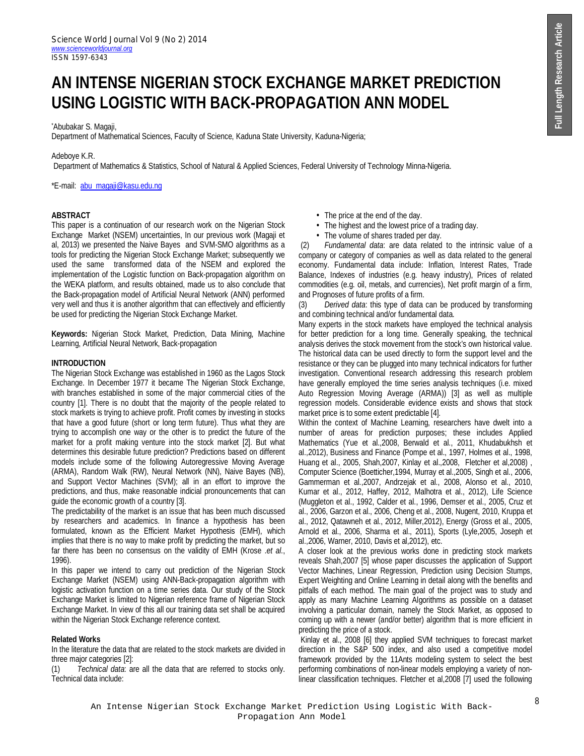# AN INTENSE NIGERIAN STOCK EXCHANGE MARKET PREDICTION USING LOGISTIC WITH BACK-PROPAGATION ANN MODEL

*Abubakar S. Magaji,
Department of Mathematical Sciences, Faculty of Science, Kaduna State University, Kaduna-Nigeria;

Adeboye K.R.
Department of Mathematics & Statistics, School of Natural & Applied Sciences, Federal University of Technology Minna-Nigeria.

*E-mail: abu_magaji@kasu.edu.ng

## ABSTRACT

This paper is a continuation of our research work on the Nigerian Stock Exchange Market (NSEM) uncertainties, In our previous work (Magaji et al, 2013) we presented the Naive Bayes and SVM-SMO algorithms as a tools for predicting the Nigerian Stock Exchange Market; subsequently we used the same transformed data of the NSEM and explored the implementation of the Logistic function on Back-propagation algorithm on the WEKA platform, and results obtained, made us to also conclude that the Back-propagation model of Artificial Neural Network (ANN) performed very well and thus it is another algorithm that can effectively and efficiently be used for predicting the Nigerian Stock Exchange Market.

**Keywords:** Nigerian Stock Market, Prediction, Data Mining, Machine Learning, Artificial Neural Network, Back-propagation

## INTRODUCTION

The Nigerian Stock Exchange was established in 1960 as the Lagos Stock Exchange. In December 1977 it became The Nigerian Stock Exchange, with branches established in some of the major commercial cities of the country [1]. There is no doubt that the majority of the people related to stock markets is trying to achieve profit. Profit comes by investing in stocks that have a good future (short or long term future). Thus what they are trying to accomplish one way or the other is to predict the future of the market for a profit making venture into the stock market [2]. But what determines this desirable future prediction? Predictions based on different models include some of the following Autoregressive Moving Average (ARMA), Random Walk (RW), Neural Network (NN), Naive Bayes (NB), and Support Vector Machines (SVM); all in an effort to improve the predictions, and thus, make reasonable indicial pronouncements that can guide the economic growth of a country [3].

The predictability of the market is an issue that has been much discussed by researchers and academics. In finance a hypothesis has been formulated, known as the Efficient Market Hypothesis (EMH), which implies that there is no way to make profit by predicting the market, but so far there has been no consensus on the validity of EMH (Krose *.et al.*, 1996).

In this paper we intend to carry out prediction of the Nigerian Stock Exchange Market (NSEM) using ANN-Back-propagation algorithm with logistic activation function on a time series data. Our study of the Stock Exchange Market is limited to Nigerian reference frame of Nigerian Stock Exchange Market. In view of this all our training data set shall be acquired within the Nigerian Stock Exchange reference context.

### Related Works

In the literature the data that are related to the stock markets are divided in three major categories [2]:

(1) *Technical data*: are all the data that are referred to stocks only. Technical data include:

- The price at the end of the day.
- The highest and the lowest price of a trading day.
- The volume of shares traded per day.

(2) *Fundamental data*: are data related to the intrinsic value of a company or category of companies as well as data related to the general economy. Fundamental data include: Inflation, Interest Rates, Trade Balance, Indexes of industries (e.g. heavy industry), Prices of related commodities (e.g. oil, metals, and currencies), Net profit margin of a firm, and Prognoses of future profits of a firm.

(3) *Derived data*: this type of data can be produced by transforming and combining technical and/or fundamental data.

Many experts in the stock markets have employed the technical analysis for better prediction for a long time. Generally speaking, the technical analysis derives the stock movement from the stock's own historical value. The historical data can be used directly to form the support level and the resistance or they can be plugged into many technical indicators for further investigation. Conventional research addressing this research problem have generally employed the time series analysis techniques (i.e. mixed Auto Regression Moving Average (ARMA)) [3] as well as multiple regression models. Considerable evidence exists and shows that stock market price is to some extent predictable [4].

Within the context of Machine Learning, researchers have dwelt into a number of areas for prediction purposes; these includes Applied Mathematics (Yue et al.,2008, Berwald et al., 2011, Khudabukhsh et al.,2012), Business and Finance (Pompe et al., 1997, Holmes et al., 1998, Huang et al., 2005, Shah,2007, Kinlay et al.,2008, Fletcher et al,2008) , Computer Science (Boetticher,1994, Murray et al.,2005, Singh et al., 2006, Gammerman et al.,2007, Andrzejak et al., 2008, Alonso et al., 2010, Kumar et al., 2012, Haffey, 2012, Malhotra et al., 2012), Life Science (Muggleton et al., 1992, Calder et al., 1996, Demser et al., 2005, Cruz et al., 2006, Garzon et al., 2006, Cheng et al., 2008, Nugent, 2010, Kruppa et al., 2012, Qatawneh et al., 2012, Miller,2012), Energy (Gross et al., 2005, Arnold et al., 2006, Sharma et al., 2011), Sports (Lyle,2005, Joseph et al.,2006, Warner, 2010, Davis et al,2012), etc.

A closer look at the previous works done in predicting stock markets reveals Shah,2007 [5] whose paper discusses the application of Support Vector Machines, Linear Regression, Prediction using Decision Stumps, Expert Weighting and Online Learning in detail along with the benefits and pitfalls of each method. The main goal of the project was to study and apply as many Machine Learning Algorithms as possible on a dataset involving a particular domain, namely the Stock Market, as opposed to coming up with a newer (and/or better) algorithm that is more efficient in predicting the price of a stock.

Kinlay et al., 2008 [6] they applied SVM techniques to forecast market direction in the S&P 500 index, and also used a competitive model framework provided by the 11Ants modeling system to select the best performing combinations of non-linear models employing a variety of non-linear classification techniques. Fletcher et al,2008 [7] used the following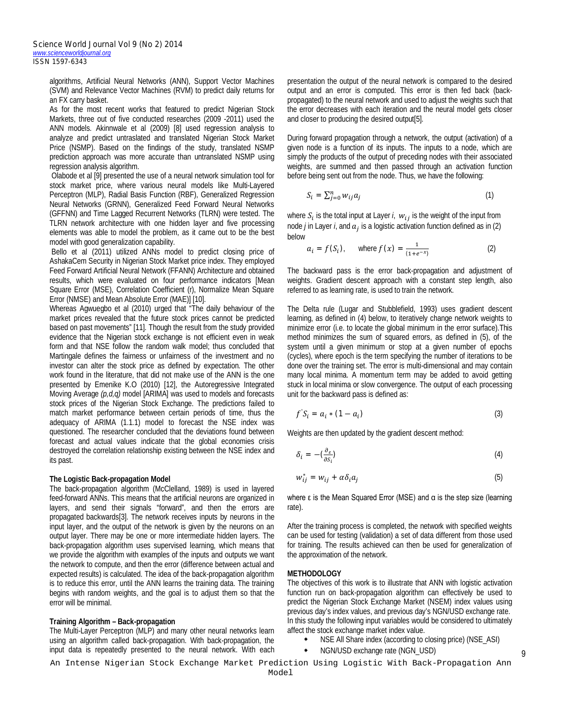algorithms, Artificial Neural Networks (ANN), Support Vector Machines (SVM) and Relevance Vector Machines (RVM) to predict daily returns for an FX carry basket.

As for the most recent works that featured to predict Nigerian Stock Markets, three out of five conducted researches (2009 -2011) used the ANN models. Akinnwale et al (2009) [8] used regression analysis to analyze and predict untranslated and translated Nigerian Stock Market Price (NSMP). Based on the findings of the study, translated NSMP prediction approach was more accurate than untranslated NSMP using regression analysis algorithm.

Olabode et al [9] presented the use of a neural network simulation tool for stock market price, where various neural models like Multi-Layered Perceptron (MLP), Radial Basis Function (RBF), Generalized Regression Neural Networks (GRNN), Generalized Feed Forward Neural Networks (GFFNN) and Time Lagged Recurrent Networks (TLRN) were tested. The TLRN network architecture with one hidden layer and five processing elements was able to model the problem, as it came out to be the best model with good generalization capability.

Bello et al (2011) utilized ANNs model to predict closing price of AshakaCem Security in Nigerian Stock Market price index. They employed Feed Forward Artificial Neural Network (FFANN) Architecture and obtained results, which were evaluated on four performance indicators [Mean Square Error (MSE), Correlation Coefficient (r), Normalize Mean Square Error (NMSE) and Mean Absolute Error (MAE)] [10].

Whereas Agwuegbo et al (2010) urged that "The daily behaviour of the market prices revealed that the future stock prices cannot be predicted based on past movements" [11]. Though the result from the study provided evidence that the Nigerian stock exchange is not efficient even in weak form and that NSE follow the random walk model; thus concluded that Martingale defines the fairness or unfairness of the investment and no investor can alter the stock price as defined by expectation. The other work found in the literature, that did not make use of the ANN is the one presented by Emenike K.O (2010) [12], the Autoregressive Integrated Moving Average *(p,d,q)* model [ARIMA] was used to models and forecasts stock prices of the Nigerian Stock Exchange. The predictions failed to match market performance between certain periods of time, thus the adequacy of ARIMA (1.1.1) model to forecast the NSE index was questioned. The researcher concluded that the deviations found between forecast and actual values indicate that the global economies crisis destroyed the correlation relationship existing between the NSE index and its past.

**The Logistic Back-propagation Model**

The back-propagation algorithm (McClelland, 1989) is used in layered feed-forward ANNs. This means that the artificial neurons are organized in layers, and send their signals "forward", and then the errors are propagated backwards[3]. The network receives inputs by neurons in the input layer, and the output of the network is given by the neurons on an output layer. There may be one or more intermediate hidden layers. The back-propagation algorithm uses supervised learning, which means that we provide the algorithm with examples of the inputs and outputs we want the network to compute, and then the error (difference between actual and expected results) is calculated. The idea of the back-propagation algorithm is to reduce this error, until the ANN learns the training data. The training begins with random weights, and the goal is to adjust them so that the error will be minimal.

**Training Algorithm – Back-propagation**

The Multi-Layer Perceptron (MLP) and many other neural networks learn using an algorithm called back-propagation. With back-propagation, the input data is repeatedly presented to the neural network. With each presentation the output of the neural network is compared to the desired output and an error is computed. This error is then fed back (back-propagated) to the neural network and used to adjust the weights such that the error decreases with each iteration and the neural model gets closer and closer to producing the desired output[5].

During forward propagation through a network, the output (activation) of a given node is a function of its inputs. The inputs to a node, which are simply the products of the output of preceding nodes with their associated weights, are summed and then passed through an activation function before being sent out from the node. Thus, we have the following:

$$S_i = \sum_{j=0}^{n} w_{ij} a_j \tag{1}$$

where $S_i$ is the total input at Layer *i*, $w_{ij}$ is the weight of the input from node *j* in Layer *i*, and $a_j$ is a logistic activation function defined as in (2) below

$$a_i = f(S_i), \quad \text{where } f(x) = \frac{1}{(1+e^{-x})} \tag{2}$$

The backward pass is the error back-propagation and adjustment of weights. Gradient descent approach with a constant step length, also referred to as learning rate, is used to train the network.

The Delta rule (Lugar and Stubblefield, 1993) uses gradient descent learning, as defined in (4) below, to iteratively change network weights to minimize error (i.e. to locate the global minimum in the error surface).This method minimizes the sum of squared errors, as defined in (5), of the system until a given minimum or stop at a given number of epochs (cycles), where epoch is the term specifying the number of iterations to be done over the training set. The error is multi-dimensional and may contain many local minima. A momentum term may be added to avoid getting stuck in local minima or slow convergence. The output of each processing unit for the backward pass is defined as:

$$f^{'}S_i = a_i * (1 - a_i) \tag{3}$$

Weights are then updated by the gradient descent method:

$$\delta_i = -\left(\frac{\partial_\varepsilon}{\partial S_i}\right) \tag{4}$$

$$w_{ij}^{*} = w_{ij} + \alpha \delta_i a_j \tag{5}$$

where ε is the Mean Squared Error (MSE) and α is the step size (learning rate).

After the training process is completed, the network with specified weights can be used for testing (validation) a set of data different from those used for training. The results achieved can then be used for generalization of the approximation of the network.

**METHODOLOGY**

The objectives of this work is to illustrate that ANN with logistic activation function run on back-propagation algorithm can effectively be used to predict the Nigerian Stock Exchange Market (NSEM) index values using previous day's index values, and previous day's NGN/USD exchange rate. In this study the following input variables would be considered to ultimately affect the stock exchange market index value.

- NSE All Share index (according to closing price) (NSE_ASI)
- NGN/USD exchange rate (NGN_USD)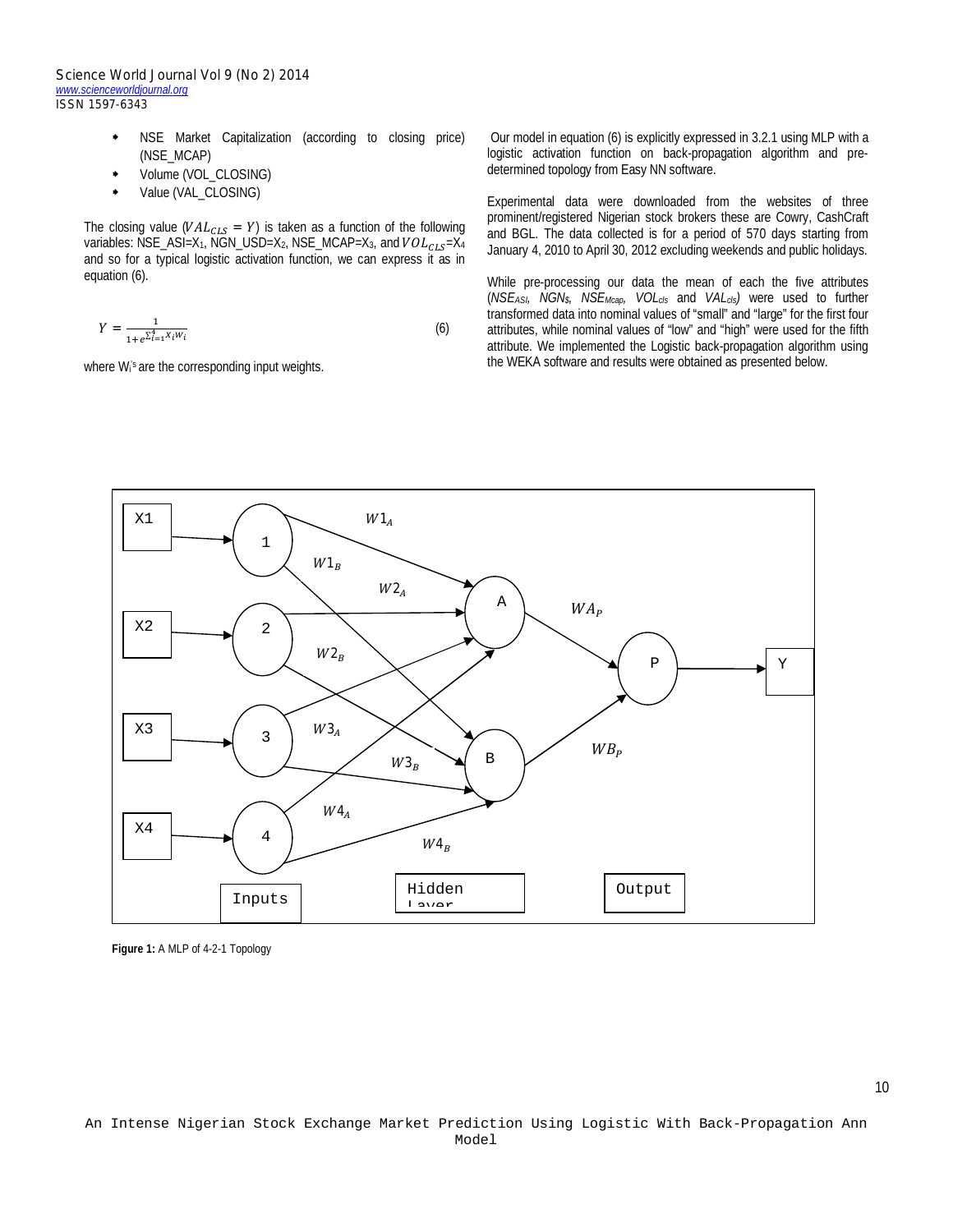- NSE Market Capitalization (according to closing price) (NSE_MCAP)
- Volume (VOL_CLOSING)
- Value (VAL_CLOSING)

The closing value ($VAL_{CLS} = Y$) is taken as a function of the following variables: NSE_ASI=$X_1$, NGN_USD=$X_2$, NSE_MCAP=$X_3$, and $VOL_{CLS}$=$X_4$ and so for a typical logistic activation function, we can express it as in equation (6).

$$Y = \frac{1}{1+e^{\sum_{i=1}^{4} X_i W_i}} \tag{6}$$

where $W_i$'s are the corresponding input weights.

Our model in equation (6) is explicitly expressed in 3.2.1 using MLP with a logistic activation function on back-propagation algorithm and pre-determined topology from Easy NN software.

Experimental data were downloaded from the websites of three prominent/registered Nigerian stock brokers these are Cowry, CashCraft and BGL. The data collected is for a period of 570 days starting from January 4, 2010 to April 30, 2012 excluding weekends and public holidays.

While pre-processing our data the mean of each the five attributes ($NSE_{ASI}$, $NGN_{\$}$, $NSE_{Mcap}$, $VOL_{cls}$ and $VAL_{cls}$) were used to further transformed data into nominal values of "small" and "large" for the first four attributes, while nominal values of "low" and "high" were used for the fifth attribute. We implemented the Logistic back-propagation algorithm using the WEKA software and results were obtained as presented below.

**Figure 1:** A MLP of 4-2-1 Topology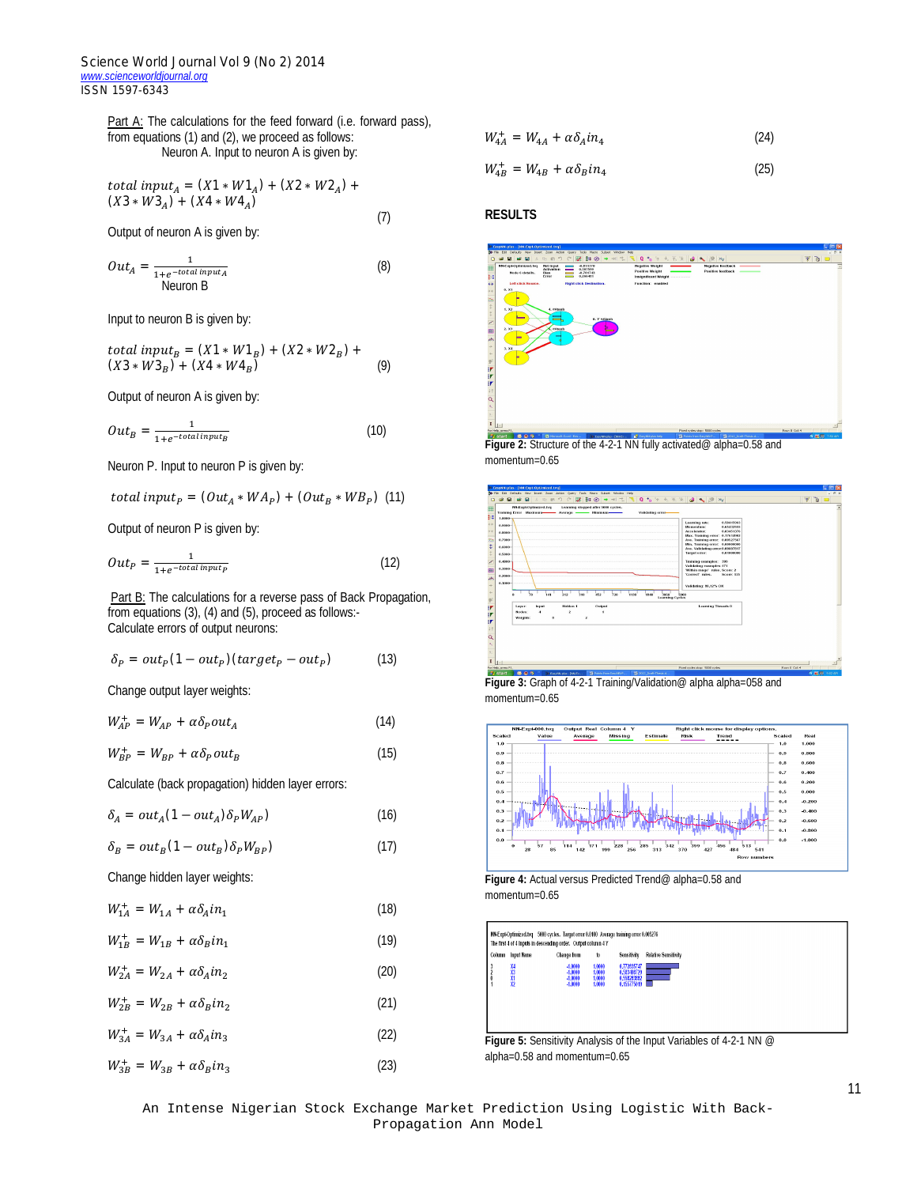Part A: The calculations for the feed forward (i.e. forward pass), from equations (1) and (2), we proceed as follows:
Neuron A. Input to neuron A is given by:

$$total\ input_A = (X1 * W1_A) + (X2 * W2_A) + (X3 * W3_A) + (X4 * W4_A) \quad (7)$$

Output of neuron A is given by:

$$Out_A = \frac{1}{1+e^{-total\ input_A}} \quad (8)$$

Neuron B

Input to neuron B is given by:

$$total\ input_B = (X1 * W1_B) + (X2 * W2_B) + (X3 * W3_B) + (X4 * W4_B) \quad (9)$$

Output of neuron A is given by:

$$Out_B = \frac{1}{1+e^{-total input_B}} \quad (10)$$

Neuron P. Input to neuron P is given by:

$$total\ input_P = (Out_A * WA_P) + (Out_B * WB_P) \quad (11)$$

Output of neuron P is given by:

$$Out_P = \frac{1}{1+e^{-total\ input_P}} \quad (12)$$

Part B: The calculations for a reverse pass of Back Propagation, from equations (3), (4) and (5), proceed as follows:-
Calculate errors of output neurons:

$$\delta_P = out_P(1 - out_P)(target_P - out_P) \quad (13)$$

Change output layer weights:

$$W_{AP}^{+} = W_{AP} + \alpha\delta_P out_A \quad (14)$$

$$W_{BP}^{+} = W_{BP} + \alpha\delta_P out_B \quad (15)$$

Calculate (back propagation) hidden layer errors:

$$\delta_A = out_A(1 - out_A)\delta_P W_{AP}) \quad (16)$$

$$\delta_B = out_B(1 - out_B)\delta_P W_{BP}) \quad (17)$$

Change hidden layer weights:

$$W_{1A}^{+} = W_{1A} + \alpha\delta_A in_1 \quad (18)$$

$$W_{1B}^{+} = W_{1B} + \alpha\delta_B in_1 \quad (19)$$

$$W_{2A}^{+} = W_{2A} + \alpha\delta_A in_2 \quad (20)$$

$$W_{2B}^{+} = W_{2B} + \alpha\delta_B in_2 \quad (21)$$

$$W_{3A}^{+} = W_{3A} + \alpha\delta_A in_3 \quad (22)$$

$$W_{3B}^{+} = W_{3B} + \alpha\delta_B in_3 \quad (23)$$

$$W_{4A}^{+} = W_{4A} + \alpha\delta_A in_4 \quad (24)$$

$$W_{4B}^{+} = W_{4B} + \alpha\delta_B in_4 \quad (25)$$

## RESULTS

**Figure 2:** Structure of the 4-2-1 NN fully activated@ alpha=0.58 and momentum=0.65

**Figure 3:** Graph of 4-2-1 Training/Validation@ alpha alpha=058 and momentum=0.65

**Figure 4:** Actual versus Predicted Trend@ alpha=0.58 and momentum=0.65

**Figure 5:** Sensitivity Analysis of the Input Variables of 4-2-1 NN @ alpha=0.58 and momentum=0.65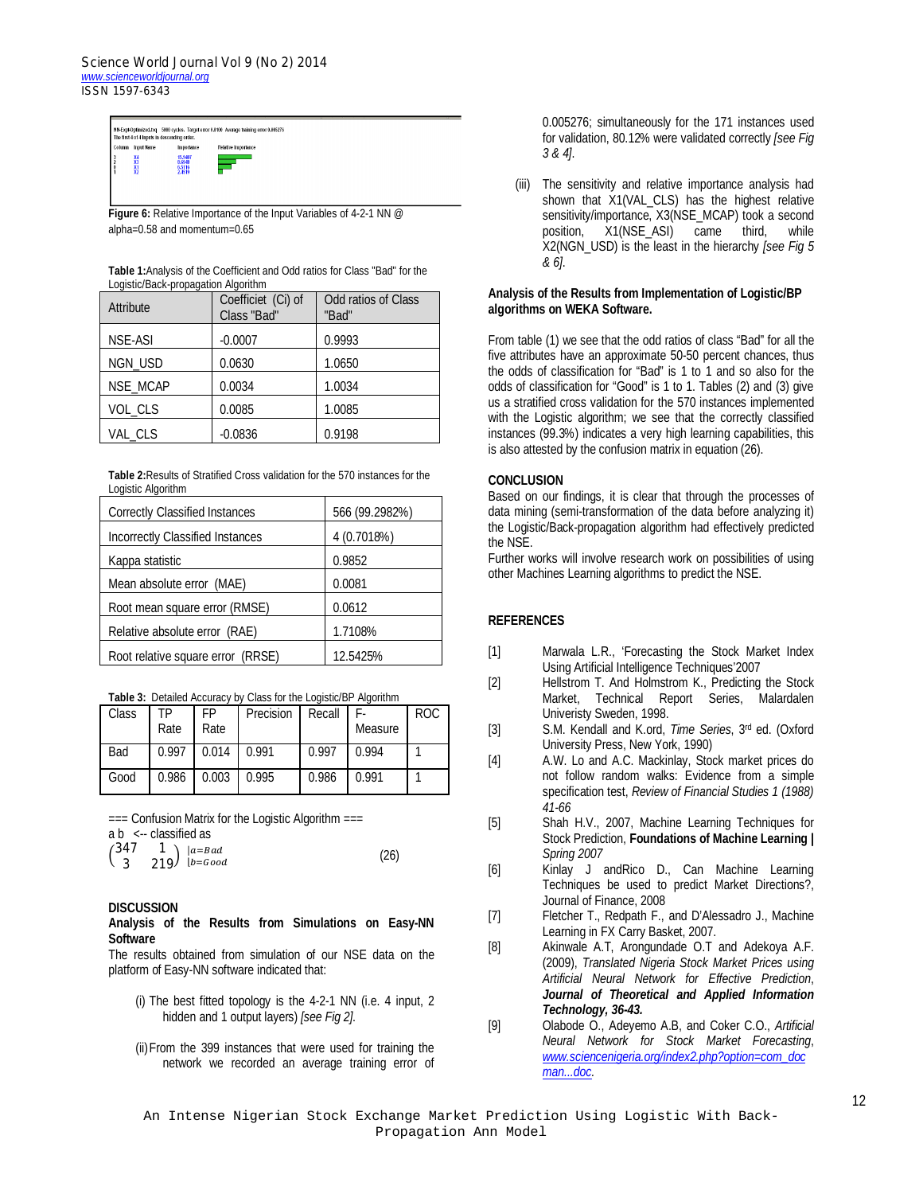Figure 6: Relative Importance of the Input Variables of 4-2-1 NN @ alpha=0.58 and momentum=0.65

**Table 1:** Analysis of the Coefficient and Odd ratios for Class "Bad" for the Logistic/Back-propagation Algorithm

| Attribute | Coefficiet (Ci) of Class "Bad" | Odd ratios of Class "Bad" |
|---|---|---|
| NSE-ASI | -0.0007 | 0.9993 |
| NGN_USD | 0.0630 | 1.0650 |
| NSE_MCAP | 0.0034 | 1.0034 |
| VOL_CLS | 0.0085 | 1.0085 |
| VAL_CLS | -0.0836 | 0.9198 |

**Table 2:** Results of Stratified Cross validation for the 570 instances for the Logistic Algorithm

| | |
|---|---|
| Correctly Classified Instances | 566 (99.2982%) |
| Incorrectly Classified Instances | 4 (0.7018%) |
| Kappa statistic | 0.9852 |
| Mean absolute error (MAE) | 0.0081 |
| Root mean square error (RMSE) | 0.0612 |
| Relative absolute error (RAE) | 1.7108% |
| Root relative square error (RRSE) | 12.5425% |

**Table 3:** Detailed Accuracy by Class for the Logistic/BP Algorithm

| Class | TP Rate | FP Rate | Precision | Recall | F-Measure | ROC |
|---|---|---|---|---|---|---|
| Bad | 0.997 | 0.014 | 0.991 | 0.997 | 0.994 | 1 |
| Good | 0.986 | 0.003 | 0.995 | 0.986 | 0.991 | 1 |

=== Confusion Matrix for the Logistic Algorithm ===

a b <-- classified as

$$\begin{pmatrix} 347 & 1 \\ 3 & 219 \end{pmatrix} \begin{vmatrix} a = Bad \\ b = Good \end{vmatrix} \qquad (26)$$

## DISCUSSION

### Analysis of the Results from Simulations on Easy-NN Software

The results obtained from simulation of our NSE data on the platform of Easy-NN software indicated that:

(i) The best fitted topology is the 4-2-1 NN (i.e. 4 input, 2 hidden and 1 output layers) *[see Fig 2]*.

(ii) From the 399 instances that were used for training the network we recorded an average training error of 0.005276; simultaneously for the 171 instances used for validation, 80.12% were validated correctly *[see Fig 3 & 4]*.

(iii) The sensitivity and relative importance analysis had shown that X1(VAL_CLS) has the highest relative sensitivity/importance, X3(NSE_MCAP) took a second position, X1(NSE_ASI) came third, while X2(NGN_USD) is the least in the hierarchy *[see Fig 5 & 6]*.

### Analysis of the Results from Implementation of Logistic/BP algorithms on WEKA Software.

From table (1) we see that the odd ratios of class "Bad" for all the five attributes have an approximate 50-50 percent chances, thus the odds of classification for "Bad" is 1 to 1 and so also for the odds of classification for "Good" is 1 to 1. Tables (2) and (3) give us a stratified cross validation for the 570 instances implemented with the Logistic algorithm; we see that the correctly classified instances (99.3%) indicates a very high learning capabilities, this is also attested by the confusion matrix in equation (26).

## CONCLUSION

Based on our findings, it is clear that through the processes of data mining (semi-transformation of the data before analyzing it) the Logistic/Back-propagation algorithm had effectively predicted the NSE.

Further works will involve research work on possibilities of using other Machines Learning algorithms to predict the NSE.

## REFERENCES

[1] Marwala L.R., 'Forecasting the Stock Market Index Using Artificial Intelligence Techniques'2007

[2] Hellstrom T. And Holmstrom K., Predicting the Stock Market, Technical Report Series, Malardalen Univeristy Sweden, 1998.

[3] S.M. Kendall and K.ord, *Time Series*, 3rd ed. (Oxford University Press, New York, 1990)

[4] A.W. Lo and A.C. Mackinlay, Stock market prices do not follow random walks: Evidence from a simple specification test, *Review of Financial Studies 1 (1988) 41-66*

[5] Shah H.V., 2007, Machine Learning Techniques for Stock Prediction, **Foundations of Machine Learning |** *Spring 2007*

[6] Kinlay J andRico D., Can Machine Learning Techniques be used to predict Market Directions?, Journal of Finance, 2008

[7] Fletcher T., Redpath F., and D'Alessadro J., Machine Learning in FX Carry Basket, 2007.

[8] Akinwale A.T, Arongundade O.T and Adekoya A.F. (2009), *Translated Nigeria Stock Market Prices using Artificial Neural Network for Effective Prediction*, ***Journal of Theoretical and Applied Information Technology, 36-43.***

[9] Olabode O., Adeyemo A.B, and Coker C.O., *Artificial Neural Network for Stock Market Forecasting*, *www.sciencenigeria.org/index2.php?option=com_docman...doc*.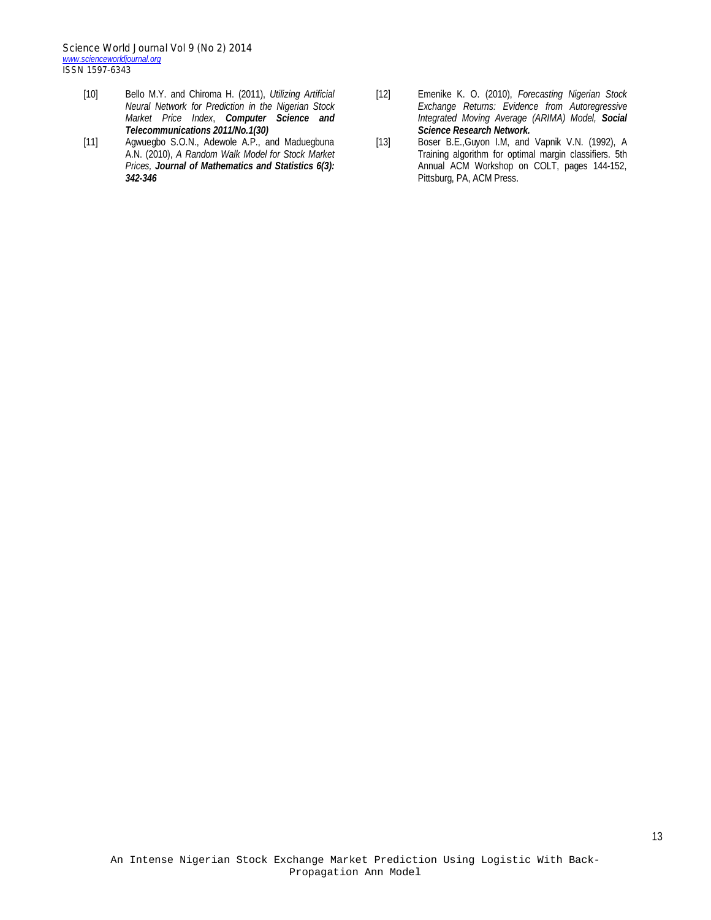[10] Bello M.Y. and Chiroma H. (2011), *Utilizing Artificial Neural Network for Prediction in the Nigerian Stock Market Price Index*, ***Computer Science and Telecommunications 2011/No.1(30)***

[11] Agwuegbo S.O.N., Adewole A.P., and Maduegbuna A.N. (2010), *A Random Walk Model for Stock Market Prices,* ***Journal of Mathematics and Statistics 6(3): 342-346***

[12] Emenike K. O. (2010), *Forecasting Nigerian Stock Exchange Returns: Evidence from Autoregressive Integrated Moving Average (ARIMA) Model,* ***Social Science Research Network.***

[13] Boser B.E.,Guyon I.M, and Vapnik V.N. (1992), A Training algorithm for optimal margin classifiers. 5th Annual ACM Workshop on COLT, pages 144-152, Pittsburg, PA, ACM Press.